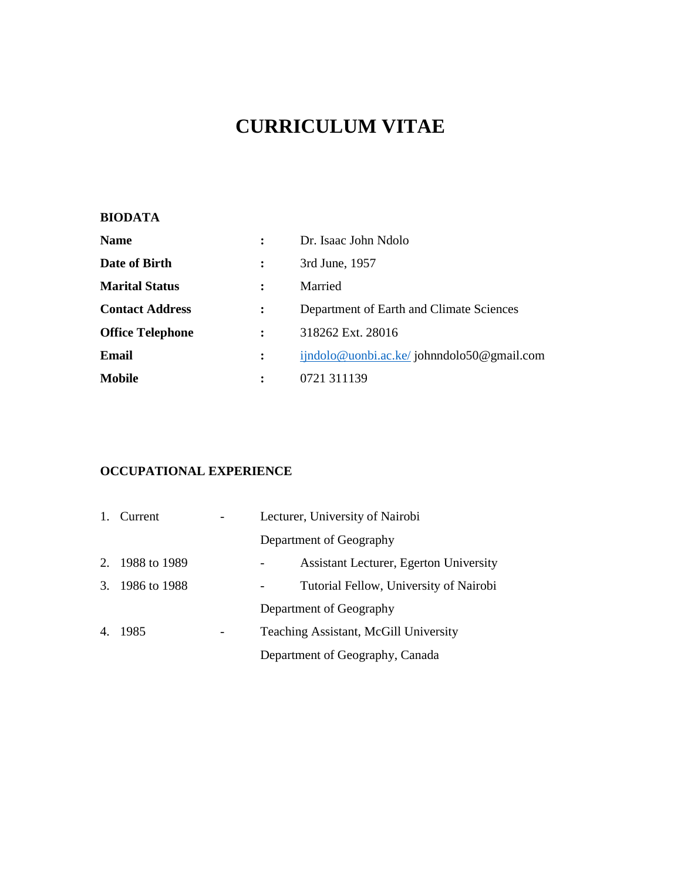# CURRICULUM VITAE

**BIODATA**

| | | |
|---|---|---|
| **Name** | **:** | Dr. Isaac John Ndolo |
| **Date of Birth** | **:** | 3rd June, 1957 |
| **Marital Status** | **:** | Married |
| **Contact Address** | **:** | Department of Earth and Climate Sciences |
| **Office Telephone** | **:** | 318262 Ext. 28016 |
| **Email** | **:** | ijndolo@uonbi.ac.ke/ johnndolo50@gmail.com |
| **Mobile** | **:** | 0721 311139 |

**OCCUPATIONAL EXPERIENCE**

1. Current - Lecturer, University of Nairobi
   Department of Geography
2. 1988 to 1989 - Assistant Lecturer, Egerton University
3. 1986 to 1988 - Tutorial Fellow, University of Nairobi
   Department of Geography
4. 1985 - Teaching Assistant, McGill University
   Department of Geography, Canada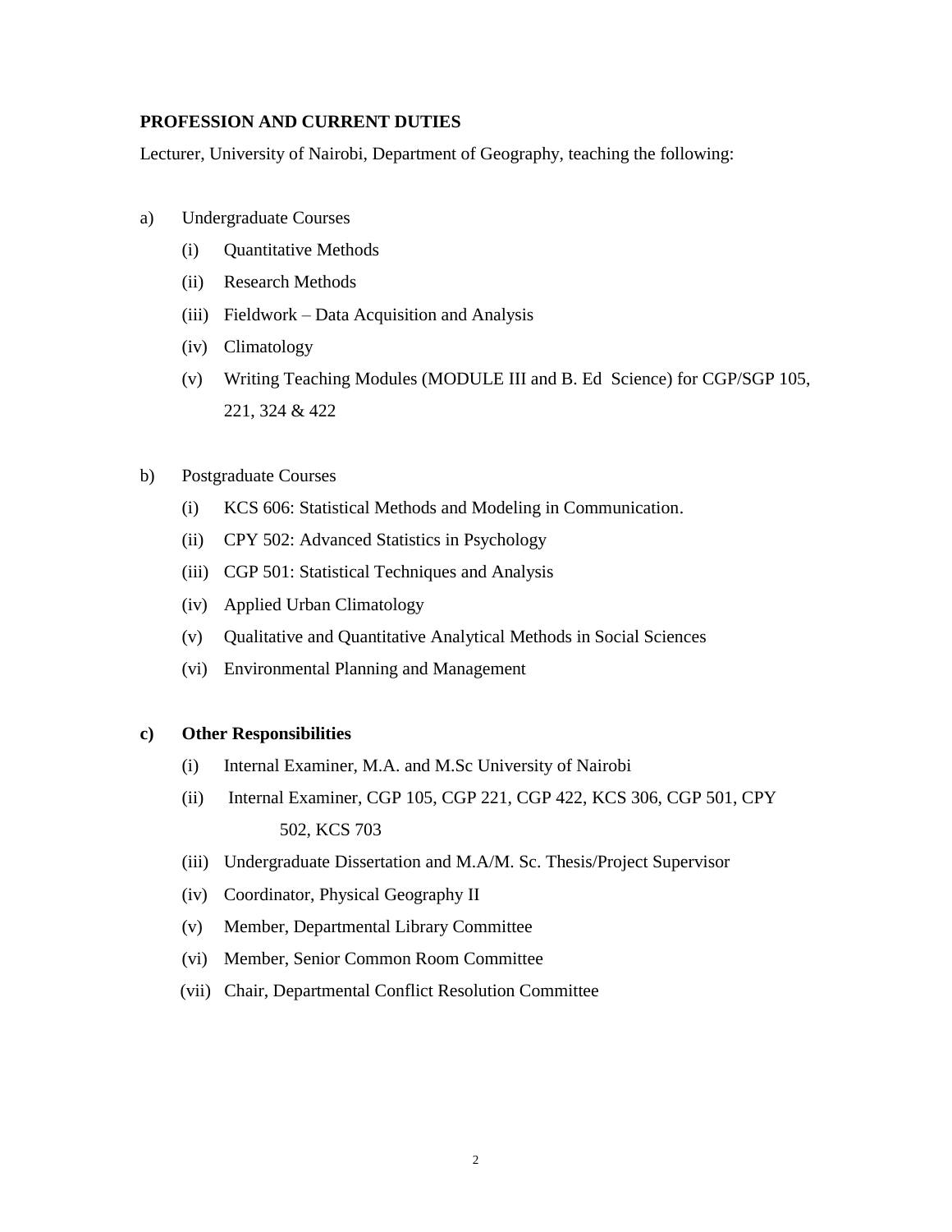**PROFESSION AND CURRENT DUTIES**

Lecturer, University of Nairobi, Department of Geography, teaching the following:

a) Undergraduate Courses

- (i) Quantitative Methods
- (ii) Research Methods
- (iii) Fieldwork – Data Acquisition and Analysis
- (iv) Climatology
- (v) Writing Teaching Modules (MODULE III and B. Ed Science) for CGP/SGP 105, 221, 324 & 422

b) Postgraduate Courses

- (i) KCS 606: Statistical Methods and Modeling in Communication.
- (ii) CPY 502: Advanced Statistics in Psychology
- (iii) CGP 501: Statistical Techniques and Analysis
- (iv) Applied Urban Climatology
- (v) Qualitative and Quantitative Analytical Methods in Social Sciences
- (vi) Environmental Planning and Management

**c) Other Responsibilities**

- (i) Internal Examiner, M.A. and M.Sc University of Nairobi
- (ii) Internal Examiner, CGP 105, CGP 221, CGP 422, KCS 306, CGP 501, CPY 502, KCS 703
- (iii) Undergraduate Dissertation and M.A/M. Sc. Thesis/Project Supervisor
- (iv) Coordinator, Physical Geography II
- (v) Member, Departmental Library Committee
- (vi) Member, Senior Common Room Committee
- (vii) Chair, Departmental Conflict Resolution Committee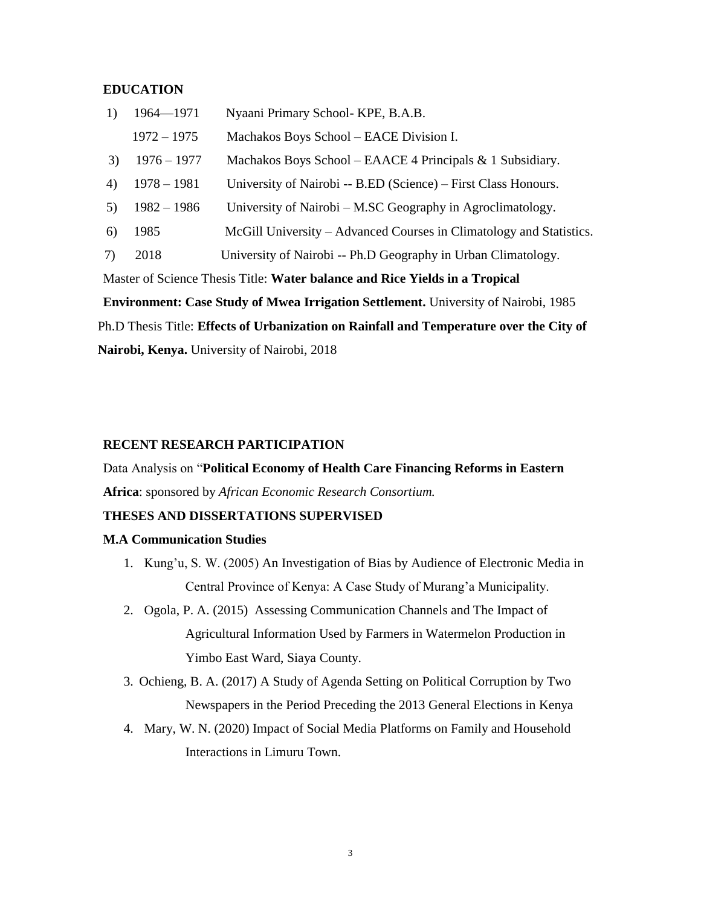## EDUCATION

1) 1964—1971 Nyaani Primary School- KPE, B.A.B.

 1972 – 1975 Machakos Boys School – EACE Division I.

3) 1976 – 1977 Machakos Boys School – EAACE 4 Principals & 1 Subsidiary.

4) 1978 – 1981 University of Nairobi -- B.ED (Science) – First Class Honours.

5) 1982 – 1986 University of Nairobi – M.SC Geography in Agroclimatology.

6) 1985 McGill University – Advanced Courses in Climatology and Statistics.

7) 2018 University of Nairobi -- Ph.D Geography in Urban Climatology.

Master of Science Thesis Title: **Water balance and Rice Yields in a Tropical Environment: Case Study of Mwea Irrigation Settlement.** University of Nairobi, 1985

Ph.D Thesis Title: **Effects of Urbanization on Rainfall and Temperature over the City of Nairobi, Kenya.** University of Nairobi, 2018

## RECENT RESEARCH PARTICIPATION

Data Analysis on "**Political Economy of Health Care Financing Reforms in Eastern Africa**: sponsored by *African Economic Research Consortium.*

## THESES AND DISSERTATIONS SUPERVISED

### M.A Communication Studies

1. Kung'u, S. W. (2005) An Investigation of Bias by Audience of Electronic Media in Central Province of Kenya: A Case Study of Murang'a Municipality.
2. Ogola, P. A. (2015) Assessing Communication Channels and The Impact of Agricultural Information Used by Farmers in Watermelon Production in Yimbo East Ward, Siaya County.
3. Ochieng, B. A. (2017) A Study of Agenda Setting on Political Corruption by Two Newspapers in the Period Preceding the 2013 General Elections in Kenya
4. Mary, W. N. (2020) Impact of Social Media Platforms on Family and Household Interactions in Limuru Town.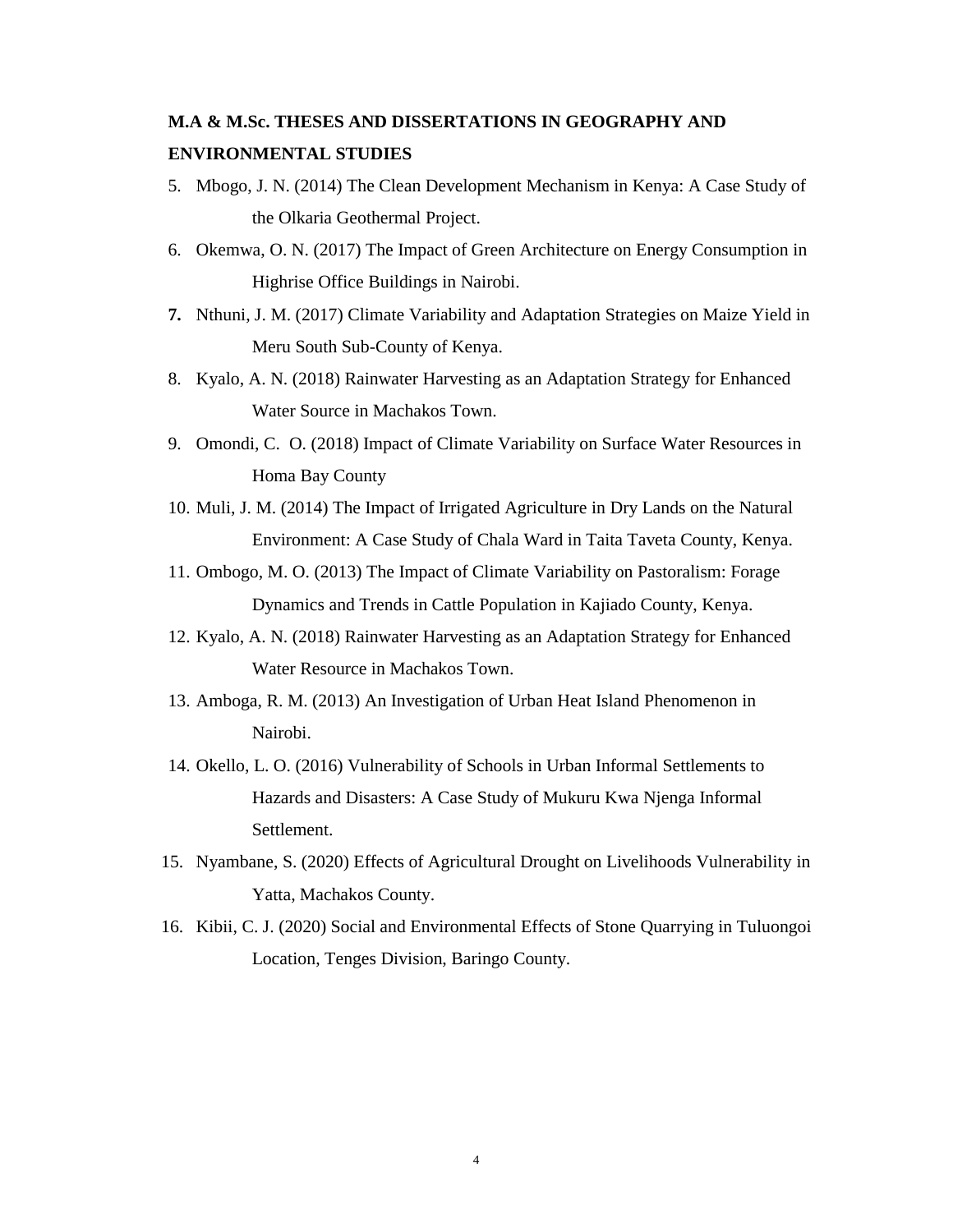**M.A & M.Sc. THESES AND DISSERTATIONS IN GEOGRAPHY AND ENVIRONMENTAL STUDIES**

5. Mbogo, J. N. (2014) The Clean Development Mechanism in Kenya: A Case Study of the Olkaria Geothermal Project.
6. Okemwa, O. N. (2017) The Impact of Green Architecture on Energy Consumption in Highrise Office Buildings in Nairobi.
7. Nthuni, J. M. (2017) Climate Variability and Adaptation Strategies on Maize Yield in Meru South Sub-County of Kenya.
8. Kyalo, A. N. (2018) Rainwater Harvesting as an Adaptation Strategy for Enhanced Water Source in Machakos Town.
9. Omondi, C. O. (2018) Impact of Climate Variability on Surface Water Resources in Homa Bay County
10. Muli, J. M. (2014) The Impact of Irrigated Agriculture in Dry Lands on the Natural Environment: A Case Study of Chala Ward in Taita Taveta County, Kenya.
11. Ombogo, M. O. (2013) The Impact of Climate Variability on Pastoralism: Forage Dynamics and Trends in Cattle Population in Kajiado County, Kenya.
12. Kyalo, A. N. (2018) Rainwater Harvesting as an Adaptation Strategy for Enhanced Water Resource in Machakos Town.
13. Amboga, R. M. (2013) An Investigation of Urban Heat Island Phenomenon in Nairobi.
14. Okello, L. O. (2016) Vulnerability of Schools in Urban Informal Settlements to Hazards and Disasters: A Case Study of Mukuru Kwa Njenga Informal Settlement.
15. Nyambane, S. (2020) Effects of Agricultural Drought on Livelihoods Vulnerability in Yatta, Machakos County.
16. Kibii, C. J. (2020) Social and Environmental Effects of Stone Quarrying in Tuluongoi Location, Tenges Division, Baringo County.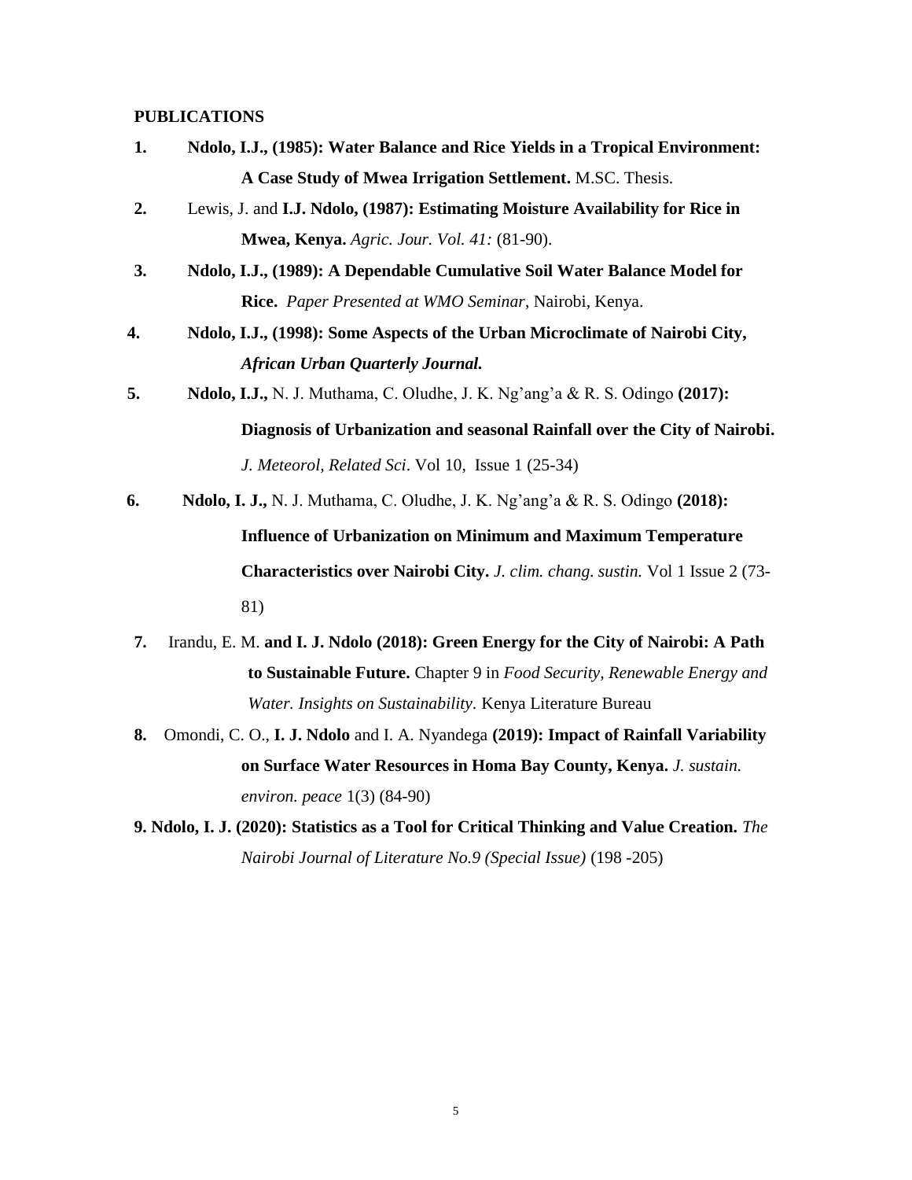**PUBLICATIONS**

1. **Ndolo, I.J., (1985): Water Balance and Rice Yields in a Tropical Environment: A Case Study of Mwea Irrigation Settlement.** M.SC. Thesis.
2. Lewis, J. and **I.J. Ndolo, (1987): Estimating Moisture Availability for Rice in Mwea, Kenya.** *Agric. Jour. Vol. 41:* (81-90).
3. **Ndolo, I.J., (1989): A Dependable Cumulative Soil Water Balance Model for Rice.** *Paper Presented at WMO Seminar*, Nairobi, Kenya.
4. **Ndolo, I.J., (1998): Some Aspects of the Urban Microclimate of Nairobi City,** ***African Urban Quarterly Journal.***
5. **Ndolo, I.J.,** N. J. Muthama, C. Oludhe, J. K. Ng'ang'a & R. S. Odingo **(2017): Diagnosis of Urbanization and seasonal Rainfall over the City of Nairobi.** *J. Meteorol, Related Sci*. Vol 10, Issue 1 (25-34)
6. **Ndolo, I. J.,** N. J. Muthama, C. Oludhe, J. K. Ng'ang'a & R. S. Odingo **(2018): Influence of Urbanization on Minimum and Maximum Temperature Characteristics over Nairobi City.** *J. clim. chang. sustin.* Vol 1 Issue 2 (73-81)
7. Irandu, E. M. **and I. J. Ndolo (2018): Green Energy for the City of Nairobi: A Path to Sustainable Future.** Chapter 9 in *Food Security, Renewable Energy and Water. Insights on Sustainability.* Kenya Literature Bureau
8. Omondi, C. O., **I. J. Ndolo** and I. A. Nyandega **(2019): Impact of Rainfall Variability on Surface Water Resources in Homa Bay County, Kenya.** *J. sustain. environ. peace* 1(3) (84-90)
9. **Ndolo, I. J. (2020): Statistics as a Tool for Critical Thinking and Value Creation.** *The Nairobi Journal of Literature No.9 (Special Issue)* (198 -205)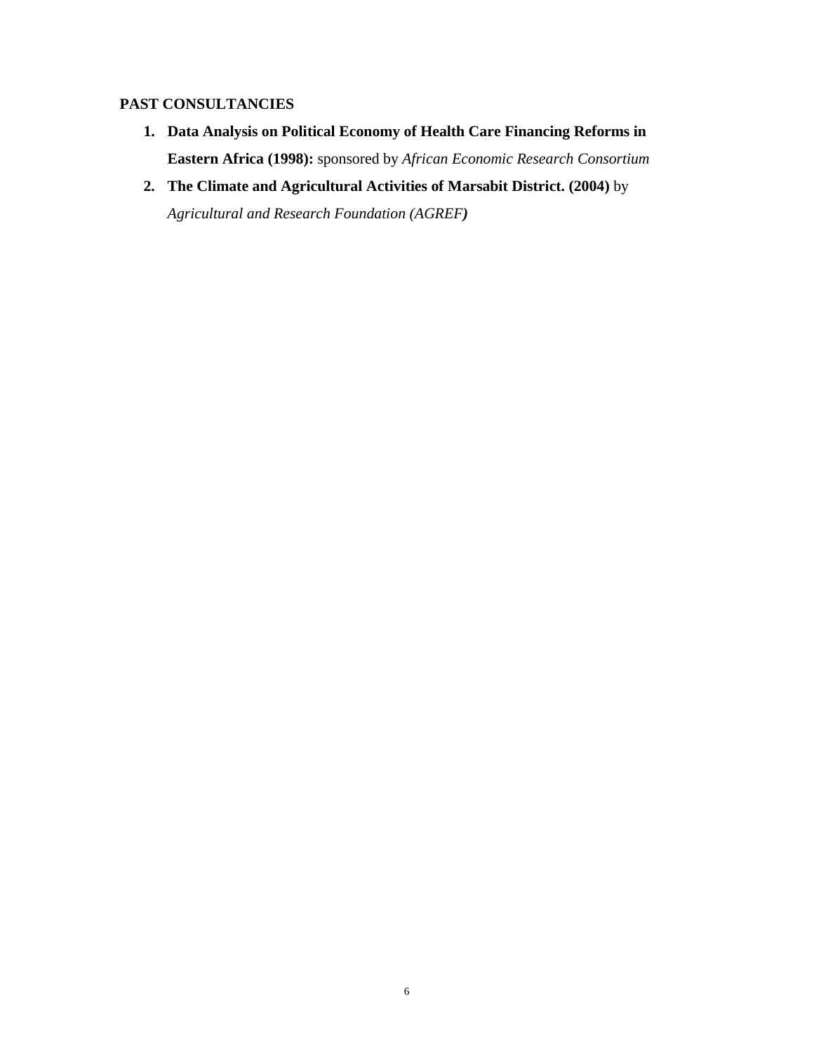**PAST CONSULTANCIES**

1. **Data Analysis on Political Economy of Health Care Financing Reforms in Eastern Africa (1998):** sponsored by *African Economic Research Consortium*
2. **The Climate and Agricultural Activities of Marsabit District. (2004)** by *Agricultural and Research Foundation (AGREF**)***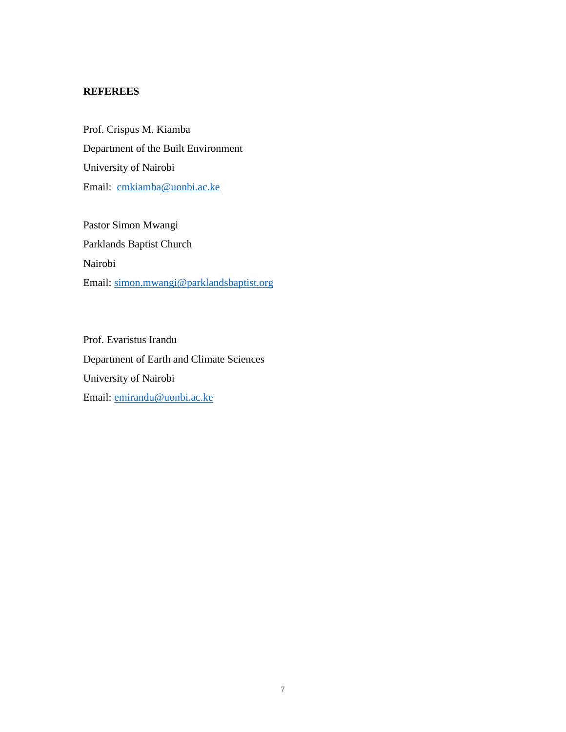**REFEREES**

Prof. Crispus M. Kiamba
Department of the Built Environment
University of Nairobi
Email: cmkiamba@uonbi.ac.ke

Pastor Simon Mwangi
Parklands Baptist Church
Nairobi
Email: simon.mwangi@parklandsbaptist.org

Prof. Evaristus Irandu
Department of Earth and Climate Sciences
University of Nairobi
Email: emirandu@uonbi.ac.ke